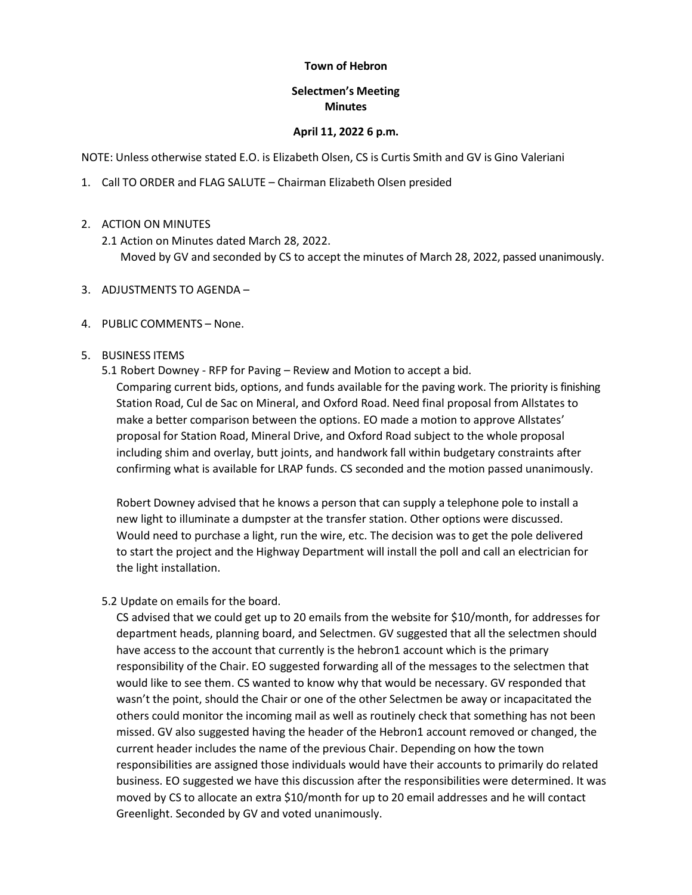**Town of Hebron**

**Selectmen's Meeting**
**Minutes**

**April 11, 2022 6 p.m.**

NOTE: Unless otherwise stated E.O. is Elizabeth Olsen, CS is Curtis Smith and GV is Gino Valeriani

1. Call TO ORDER and FLAG SALUTE – Chairman Elizabeth Olsen presided

2. ACTION ON MINUTES
   2.1 Action on Minutes dated March 28, 2022.
   Moved by GV and seconded by CS to accept the minutes of March 28, 2022, passed unanimously.

3. ADJUSTMENTS TO AGENDA –

4. PUBLIC COMMENTS – None.

5. BUSINESS ITEMS
   5.1 Robert Downey - RFP for Paving – Review and Motion to accept a bid.
   Comparing current bids, options, and funds available for the paving work. The priority is finishing Station Road, Cul de Sac on Mineral, and Oxford Road. Need final proposal from Allstates to make a better comparison between the options. EO made a motion to approve Allstates' proposal for Station Road, Mineral Drive, and Oxford Road subject to the whole proposal including shim and overlay, butt joints, and handwork fall within budgetary constraints after confirming what is available for LRAP funds. CS seconded and the motion passed unanimously.

   Robert Downey advised that he knows a person that can supply a telephone pole to install a new light to illuminate a dumpster at the transfer station. Other options were discussed. Would need to purchase a light, run the wire, etc. The decision was to get the pole delivered to start the project and the Highway Department will install the poll and call an electrician for the light installation.

   5.2 Update on emails for the board.
   CS advised that we could get up to 20 emails from the website for $10/month, for addresses for department heads, planning board, and Selectmen. GV suggested that all the selectmen should have access to the account that currently is the hebron1 account which is the primary responsibility of the Chair. EO suggested forwarding all of the messages to the selectmen that would like to see them. CS wanted to know why that would be necessary. GV responded that wasn't the point, should the Chair or one of the other Selectmen be away or incapacitated the others could monitor the incoming mail as well as routinely check that something has not been missed. GV also suggested having the header of the Hebron1 account removed or changed, the current header includes the name of the previous Chair. Depending on how the town responsibilities are assigned those individuals would have their accounts to primarily do related business. EO suggested we have this discussion after the responsibilities were determined. It was moved by CS to allocate an extra $10/month for up to 20 email addresses and he will contact Greenlight. Seconded by GV and voted unanimously.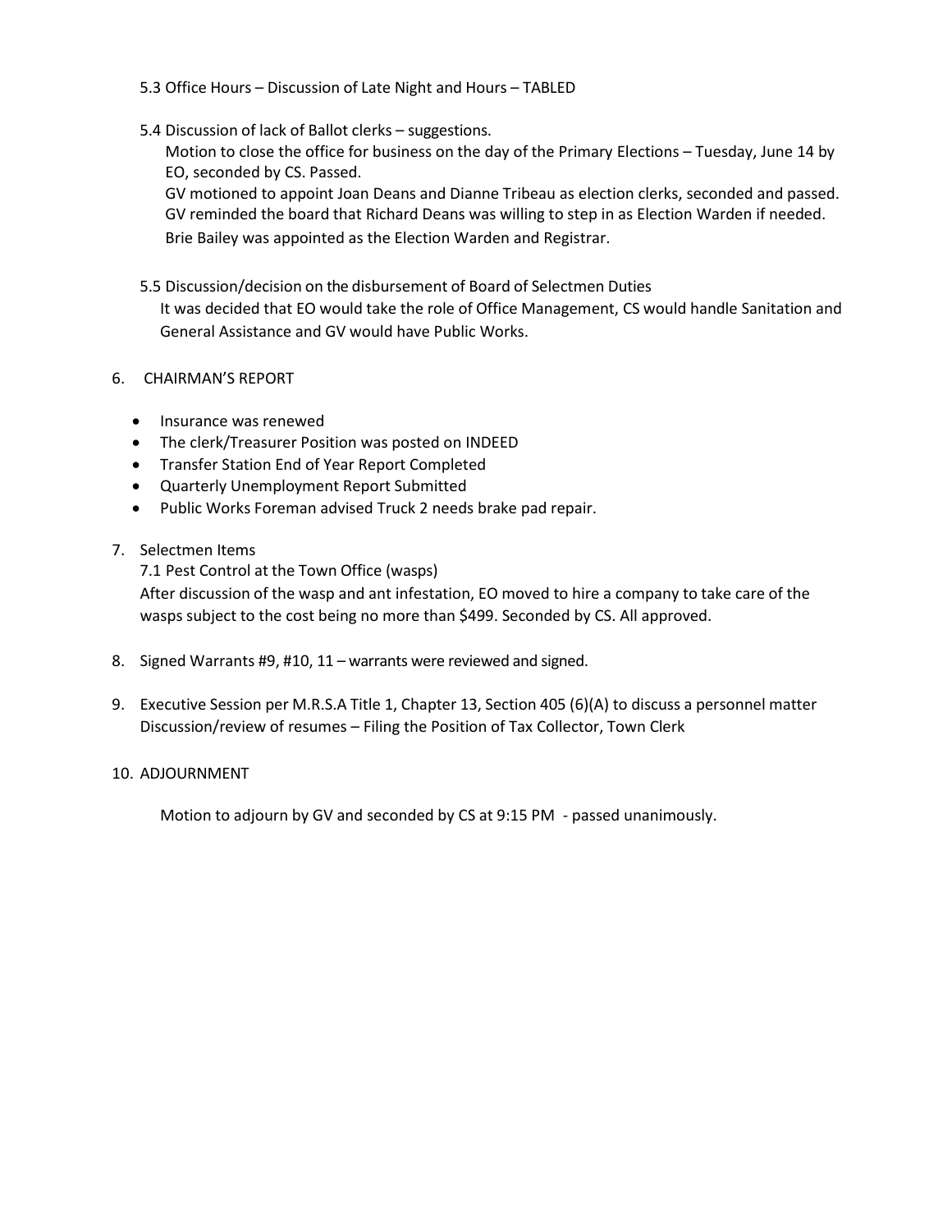5.3 Office Hours – Discussion of Late Night and Hours – TABLED

5.4 Discussion of lack of Ballot clerks – suggestions.
Motion to close the office for business on the day of the Primary Elections – Tuesday, June 14 by EO, seconded by CS. Passed.
GV motioned to appoint Joan Deans and Dianne Tribeau as election clerks, seconded and passed.
GV reminded the board that Richard Deans was willing to step in as Election Warden if needed.
Brie Bailey was appointed as the Election Warden and Registrar.

5.5 Discussion/decision on the disbursement of Board of Selectmen Duties
It was decided that EO would take the role of Office Management, CS would handle Sanitation and General Assistance and GV would have Public Works.

6. CHAIRMAN'S REPORT

- Insurance was renewed
- The clerk/Treasurer Position was posted on INDEED
- Transfer Station End of Year Report Completed
- Quarterly Unemployment Report Submitted
- Public Works Foreman advised Truck 2 needs brake pad repair.

7. Selectmen Items
7.1 Pest Control at the Town Office (wasps)
After discussion of the wasp and ant infestation, EO moved to hire a company to take care of the wasps subject to the cost being no more than $499. Seconded by CS. All approved.

8. Signed Warrants #9, #10, 11 – warrants were reviewed and signed.

9. Executive Session per M.R.S.A Title 1, Chapter 13, Section 405 (6)(A) to discuss a personnel matter
Discussion/review of resumes – Filing the Position of Tax Collector, Town Clerk

10. ADJOURNMENT

Motion to adjourn by GV and seconded by CS at 9:15 PM - passed unanimously.